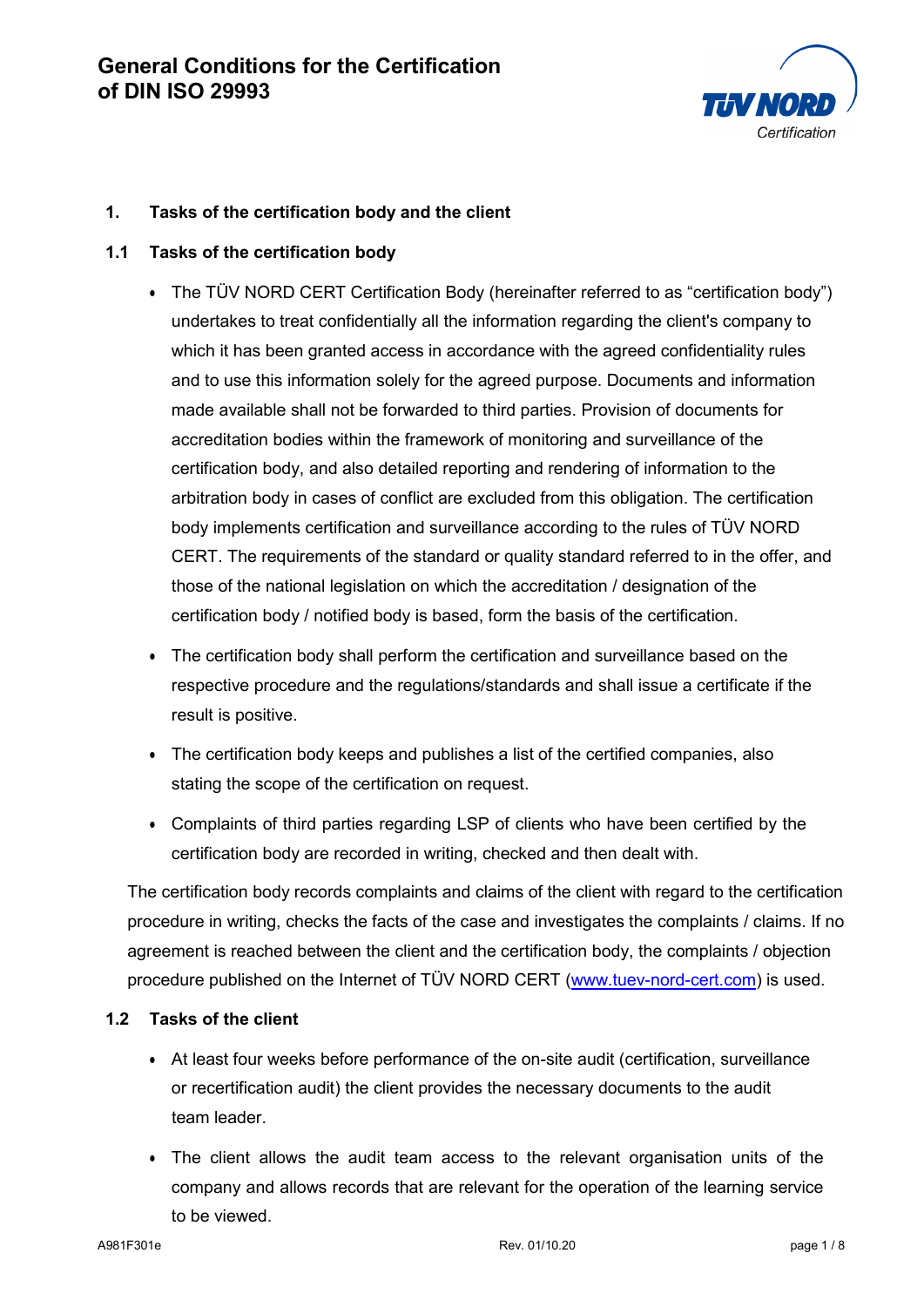# General Conditions for the Certification of DIN ISO 29993

## 1. Tasks of the certification body and the client

### 1.1 Tasks of the certification body

- The TÜV NORD CERT Certification Body (hereinafter referred to as "certification body") undertakes to treat confidentially all the information regarding the client's company to which it has been granted access in accordance with the agreed confidentiality rules and to use this information solely for the agreed purpose. Documents and information made available shall not be forwarded to third parties. Provision of documents for accreditation bodies within the framework of monitoring and surveillance of the certification body, and also detailed reporting and rendering of information to the arbitration body in cases of conflict are excluded from this obligation. The certification body implements certification and surveillance according to the rules of TÜV NORD CERT. The requirements of the standard or quality standard referred to in the offer, and those of the national legislation on which the accreditation / designation of the certification body / notified body is based, form the basis of the certification.
- The certification body shall perform the certification and surveillance based on the respective procedure and the regulations/standards and shall issue a certificate if the result is positive.
- The certification body keeps and publishes a list of the certified companies, also stating the scope of the certification on request.
- Complaints of third parties regarding LSP of clients who have been certified by the certification body are recorded in writing, checked and then dealt with.

The certification body records complaints and claims of the client with regard to the certification procedure in writing, checks the facts of the case and investigates the complaints / claims. If no agreement is reached between the client and the certification body, the complaints / objection procedure published on the Internet of TÜV NORD CERT ([www.tuev-nord-cert.com](http://www.tuev-nord-cert.com)) is used.

### 1.2 Tasks of the client

- At least four weeks before performance of the on-site audit (certification, surveillance or recertification audit) the client provides the necessary documents to the audit team leader.
- The client allows the audit team access to the relevant organisation units of the company and allows records that are relevant for the operation of the learning service to be viewed.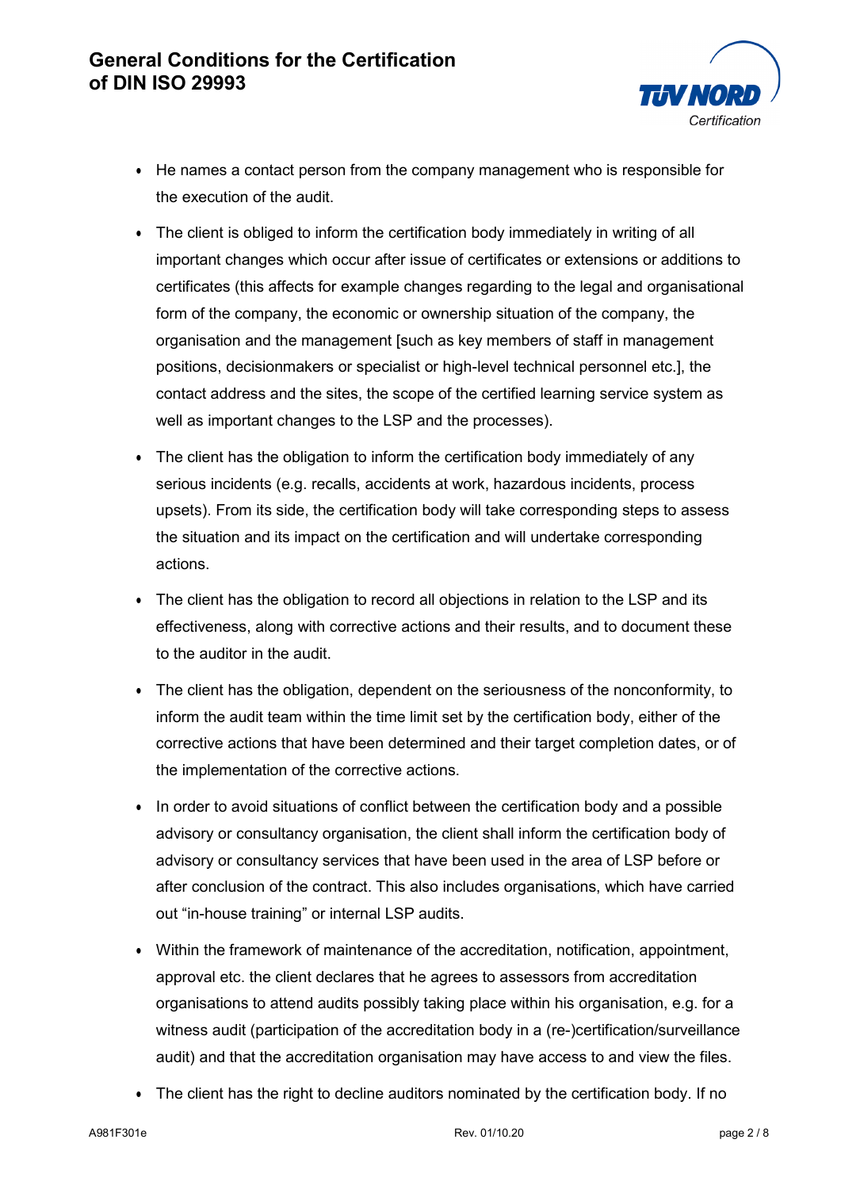- He names a contact person from the company management who is responsible for the execution of the audit.
- The client is obliged to inform the certification body immediately in writing of all important changes which occur after issue of certificates or extensions or additions to certificates (this affects for example changes regarding to the legal and organisational form of the company, the economic or ownership situation of the company, the organisation and the management [such as key members of staff in management positions, decisionmakers or specialist or high-level technical personnel etc.], the contact address and the sites, the scope of the certified learning service system as well as important changes to the LSP and the processes).
- The client has the obligation to inform the certification body immediately of any serious incidents (e.g. recalls, accidents at work, hazardous incidents, process upsets). From its side, the certification body will take corresponding steps to assess the situation and its impact on the certification and will undertake corresponding actions.
- The client has the obligation to record all objections in relation to the LSP and its effectiveness, along with corrective actions and their results, and to document these to the auditor in the audit.
- The client has the obligation, dependent on the seriousness of the nonconformity, to inform the audit team within the time limit set by the certification body, either of the corrective actions that have been determined and their target completion dates, or of the implementation of the corrective actions.
- In order to avoid situations of conflict between the certification body and a possible advisory or consultancy organisation, the client shall inform the certification body of advisory or consultancy services that have been used in the area of LSP before or after conclusion of the contract. This also includes organisations, which have carried out "in-house training" or internal LSP audits.
- Within the framework of maintenance of the accreditation, notification, appointment, approval etc. the client declares that he agrees to assessors from accreditation organisations to attend audits possibly taking place within his organisation, e.g. for a witness audit (participation of the accreditation body in a (re-)certification/surveillance audit) and that the accreditation organisation may have access to and view the files.
- The client has the right to decline auditors nominated by the certification body. If no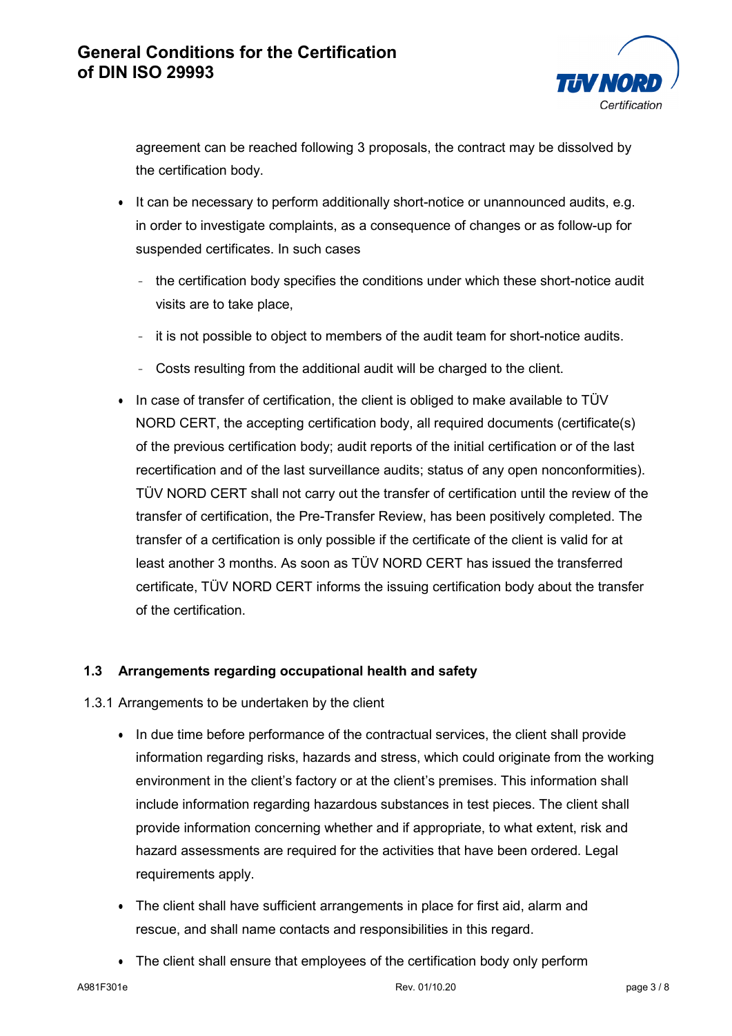agreement can be reached following 3 proposals, the contract may be dissolved by the certification body.

- It can be necessary to perform additionally short-notice or unannounced audits, e.g. in order to investigate complaints, as a consequence of changes or as follow-up for suspended certificates. In such cases
  - the certification body specifies the conditions under which these short-notice audit visits are to take place,
  - it is not possible to object to members of the audit team for short-notice audits.
  - Costs resulting from the additional audit will be charged to the client.
- In case of transfer of certification, the client is obliged to make available to TÜV NORD CERT, the accepting certification body, all required documents (certificate(s) of the previous certification body; audit reports of the initial certification or of the last recertification and of the last surveillance audits; status of any open nonconformities). TÜV NORD CERT shall not carry out the transfer of certification until the review of the transfer of certification, the Pre-Transfer Review, has been positively completed. The transfer of a certification is only possible if the certificate of the client is valid for at least another 3 months. As soon as TÜV NORD CERT has issued the transferred certificate, TÜV NORD CERT informs the issuing certification body about the transfer of the certification.

### 1.3 Arrangements regarding occupational health and safety

1.3.1 Arrangements to be undertaken by the client

- In due time before performance of the contractual services, the client shall provide information regarding risks, hazards and stress, which could originate from the working environment in the client's factory or at the client's premises. This information shall include information regarding hazardous substances in test pieces. The client shall provide information concerning whether and if appropriate, to what extent, risk and hazard assessments are required for the activities that have been ordered. Legal requirements apply.
- The client shall have sufficient arrangements in place for first aid, alarm and rescue, and shall name contacts and responsibilities in this regard.
- The client shall ensure that employees of the certification body only perform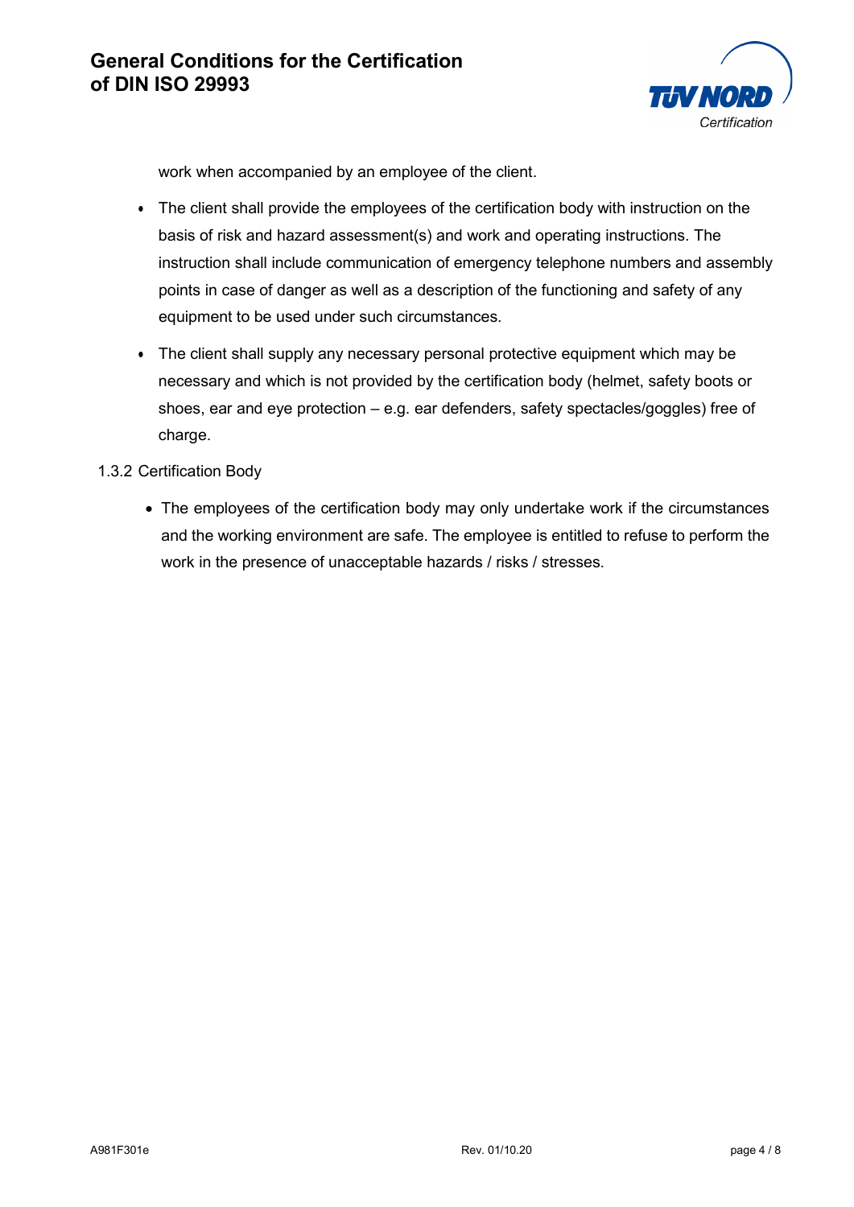work when accompanied by an employee of the client.

- The client shall provide the employees of the certification body with instruction on the basis of risk and hazard assessment(s) and work and operating instructions. The instruction shall include communication of emergency telephone numbers and assembly points in case of danger as well as a description of the functioning and safety of any equipment to be used under such circumstances.
- The client shall supply any necessary personal protective equipment which may be necessary and which is not provided by the certification body (helmet, safety boots or shoes, ear and eye protection – e.g. ear defenders, safety spectacles/goggles) free of charge.

1.3.2 Certification Body

- The employees of the certification body may only undertake work if the circumstances and the working environment are safe. The employee is entitled to refuse to perform the work in the presence of unacceptable hazards / risks / stresses.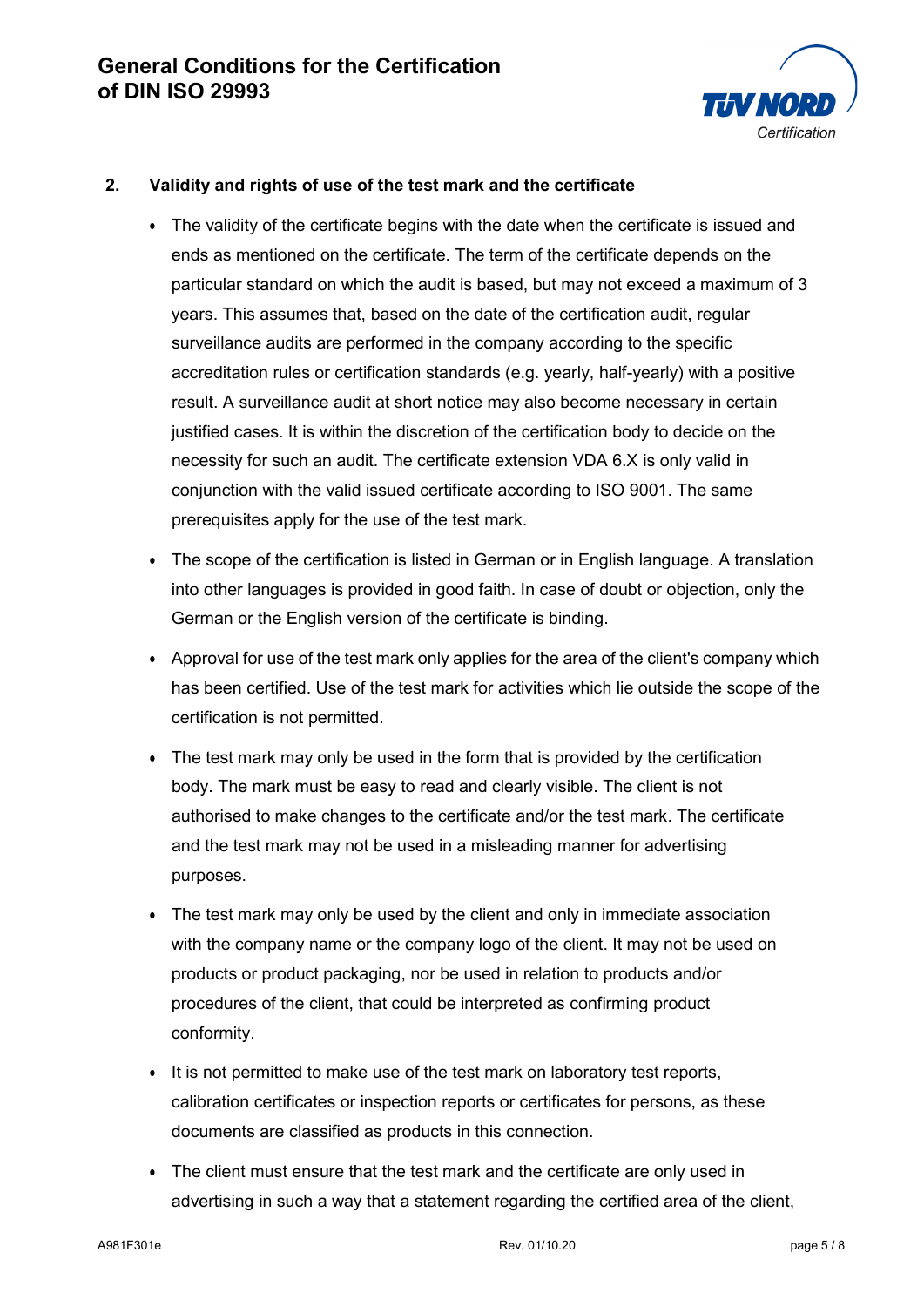## 2. Validity and rights of use of the test mark and the certificate

- The validity of the certificate begins with the date when the certificate is issued and ends as mentioned on the certificate. The term of the certificate depends on the particular standard on which the audit is based, but may not exceed a maximum of 3 years. This assumes that, based on the date of the certification audit, regular surveillance audits are performed in the company according to the specific accreditation rules or certification standards (e.g. yearly, half-yearly) with a positive result. A surveillance audit at short notice may also become necessary in certain justified cases. It is within the discretion of the certification body to decide on the necessity for such an audit. The certificate extension VDA 6.X is only valid in conjunction with the valid issued certificate according to ISO 9001. The same prerequisites apply for the use of the test mark.
- The scope of the certification is listed in German or in English language. A translation into other languages is provided in good faith. In case of doubt or objection, only the German or the English version of the certificate is binding.
- Approval for use of the test mark only applies for the area of the client's company which has been certified. Use of the test mark for activities which lie outside the scope of the certification is not permitted.
- The test mark may only be used in the form that is provided by the certification body. The mark must be easy to read and clearly visible. The client is not authorised to make changes to the certificate and/or the test mark. The certificate and the test mark may not be used in a misleading manner for advertising purposes.
- The test mark may only be used by the client and only in immediate association with the company name or the company logo of the client. It may not be used on products or product packaging, nor be used in relation to products and/or procedures of the client, that could be interpreted as confirming product conformity.
- It is not permitted to make use of the test mark on laboratory test reports, calibration certificates or inspection reports or certificates for persons, as these documents are classified as products in this connection.
- The client must ensure that the test mark and the certificate are only used in advertising in such a way that a statement regarding the certified area of the client,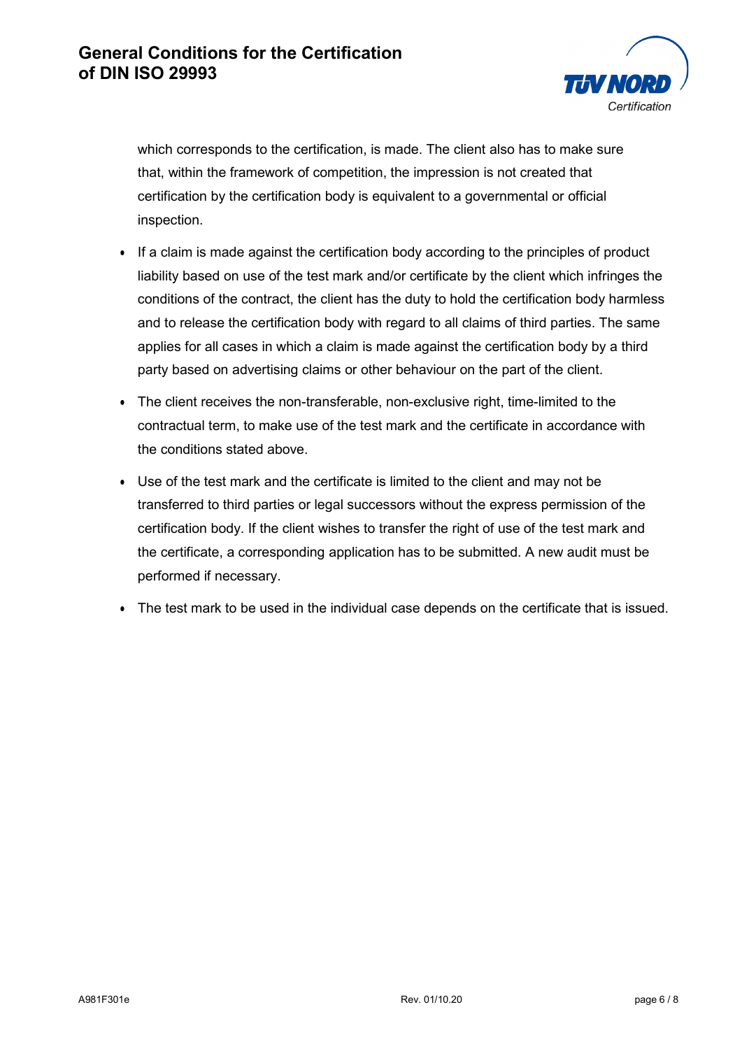which corresponds to the certification, is made. The client also has to make sure that, within the framework of competition, the impression is not created that certification by the certification body is equivalent to a governmental or official inspection.

- If a claim is made against the certification body according to the principles of product liability based on use of the test mark and/or certificate by the client which infringes the conditions of the contract, the client has the duty to hold the certification body harmless and to release the certification body with regard to all claims of third parties. The same applies for all cases in which a claim is made against the certification body by a third party based on advertising claims or other behaviour on the part of the client.
- The client receives the non-transferable, non-exclusive right, time-limited to the contractual term, to make use of the test mark and the certificate in accordance with the conditions stated above.
- Use of the test mark and the certificate is limited to the client and may not be transferred to third parties or legal successors without the express permission of the certification body. If the client wishes to transfer the right of use of the test mark and the certificate, a corresponding application has to be submitted. A new audit must be performed if necessary.
- The test mark to be used in the individual case depends on the certificate that is issued.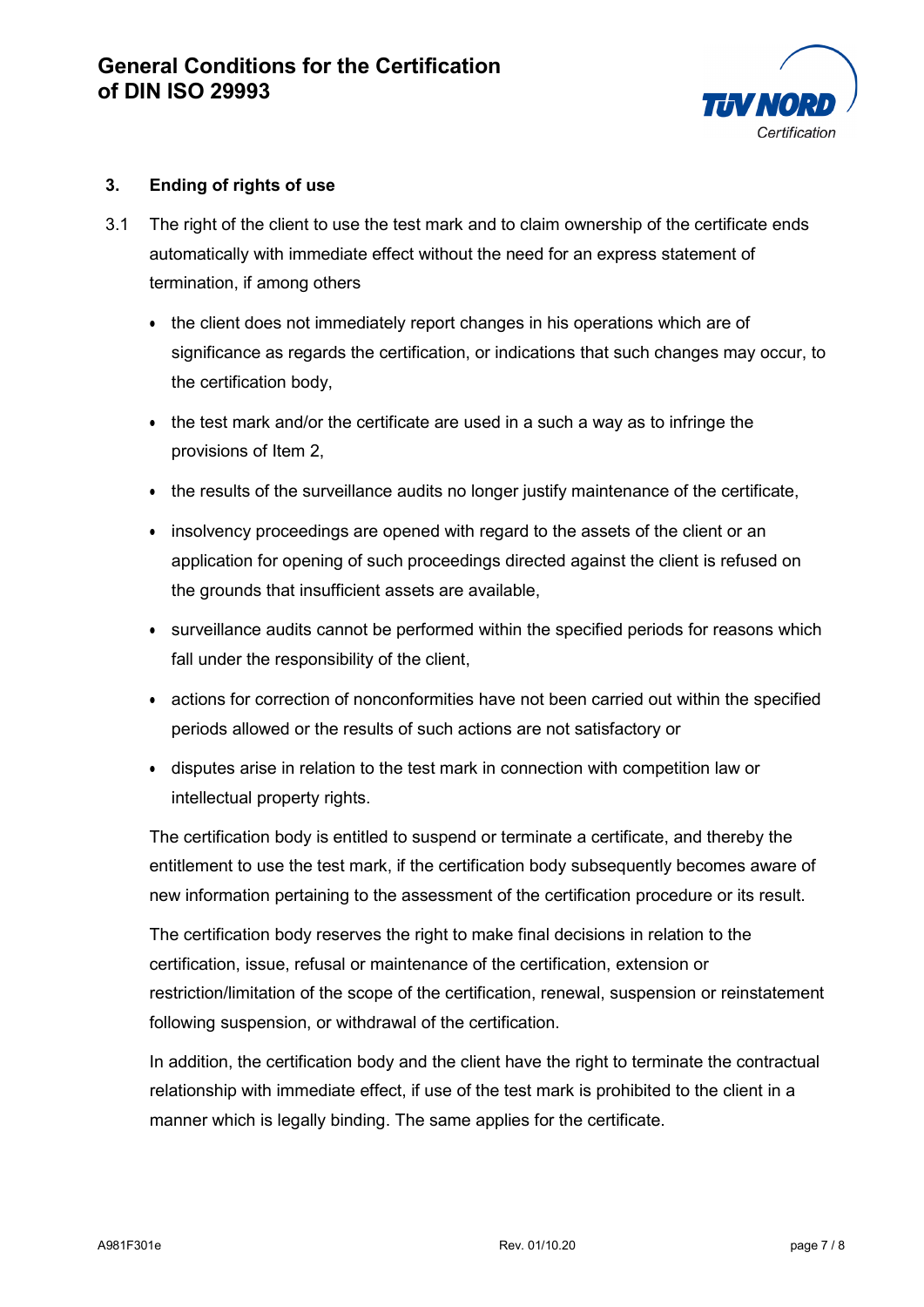## 3. Ending of rights of use

3.1 The right of the client to use the test mark and to claim ownership of the certificate ends automatically with immediate effect without the need for an express statement of termination, if among others

- the client does not immediately report changes in his operations which are of significance as regards the certification, or indications that such changes may occur, to the certification body,
- the test mark and/or the certificate are used in a such a way as to infringe the provisions of Item 2,
- the results of the surveillance audits no longer justify maintenance of the certificate,
- insolvency proceedings are opened with regard to the assets of the client or an application for opening of such proceedings directed against the client is refused on the grounds that insufficient assets are available,
- surveillance audits cannot be performed within the specified periods for reasons which fall under the responsibility of the client,
- actions for correction of nonconformities have not been carried out within the specified periods allowed or the results of such actions are not satisfactory or
- disputes arise in relation to the test mark in connection with competition law or intellectual property rights.

The certification body is entitled to suspend or terminate a certificate, and thereby the entitlement to use the test mark, if the certification body subsequently becomes aware of new information pertaining to the assessment of the certification procedure or its result.

The certification body reserves the right to make final decisions in relation to the certification, issue, refusal or maintenance of the certification, extension or restriction/limitation of the scope of the certification, renewal, suspension or reinstatement following suspension, or withdrawal of the certification.

In addition, the certification body and the client have the right to terminate the contractual relationship with immediate effect, if use of the test mark is prohibited to the client in a manner which is legally binding. The same applies for the certificate.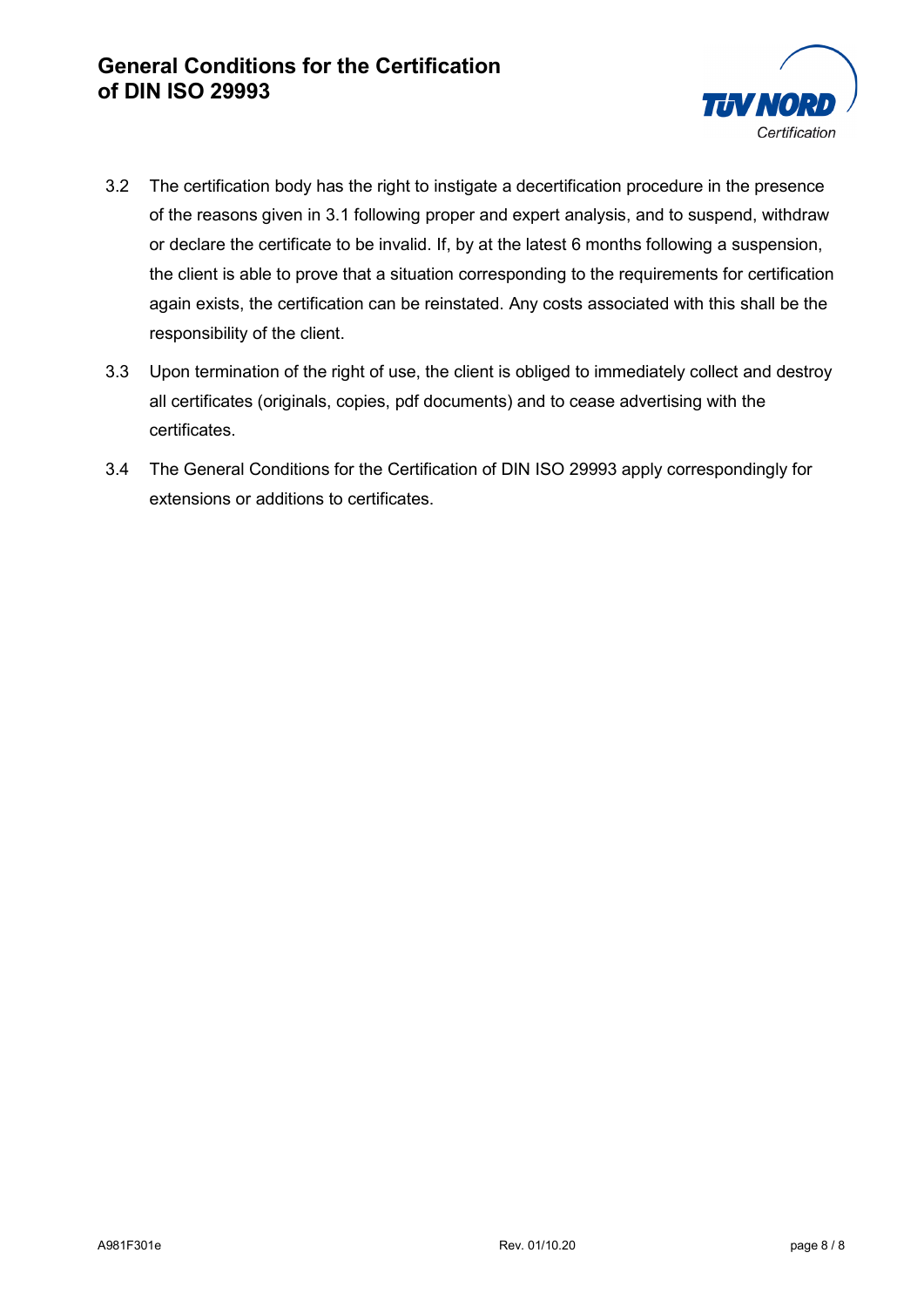3.2 The certification body has the right to instigate a decertification procedure in the presence of the reasons given in 3.1 following proper and expert analysis, and to suspend, withdraw or declare the certificate to be invalid. If, by at the latest 6 months following a suspension, the client is able to prove that a situation corresponding to the requirements for certification again exists, the certification can be reinstated. Any costs associated with this shall be the responsibility of the client.

3.3 Upon termination of the right of use, the client is obliged to immediately collect and destroy all certificates (originals, copies, pdf documents) and to cease advertising with the certificates.

3.4 The General Conditions for the Certification of DIN ISO 29993 apply correspondingly for extensions or additions to certificates.